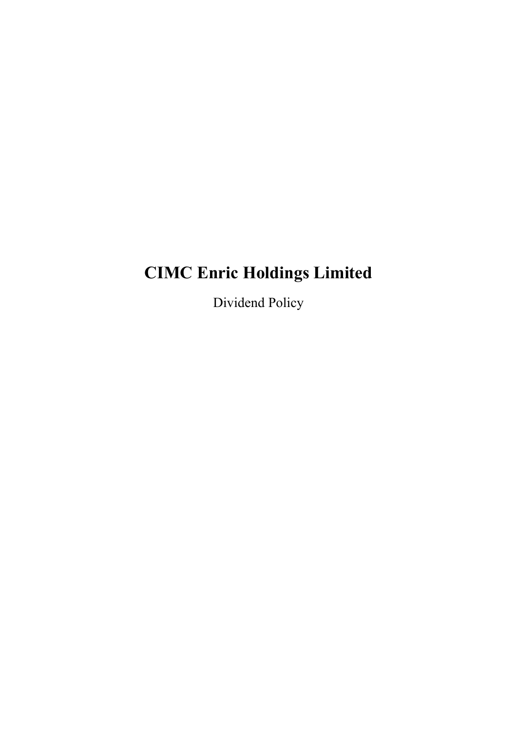# CIMC Enric Holdings Limited

Dividend Policy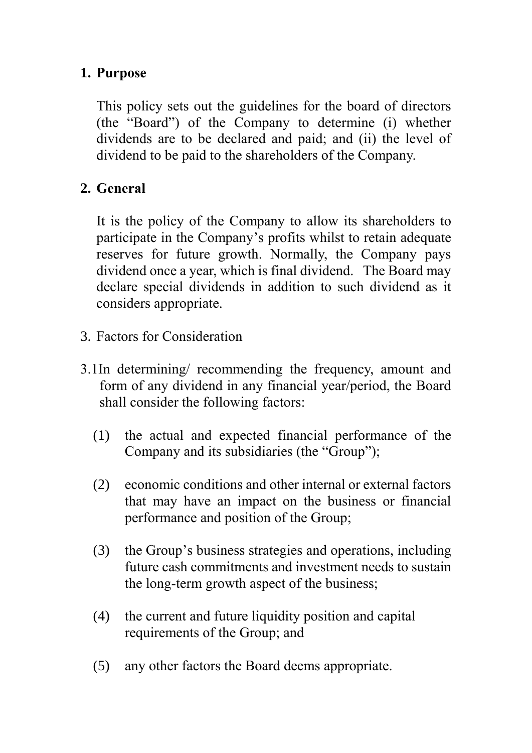## 1. Purpose

This policy sets out the guidelines for the board of directors (the "Board") of the Company to determine (i) whether dividends are to be declared and paid; and (ii) the level of dividend to be paid to the shareholders of the Company.

## 2. General

It is the policy of the Company to allow its shareholders to participate in the Company's profits whilst to retain adequate reserves for future growth. Normally, the Company pays dividend once a year, which is final dividend. The Board may declare special dividends in addition to such dividend as it considers appropriate.

3. Factors for Consideration

3.1 In determining/ recommending the frequency, amount and form of any dividend in any financial year/period, the Board shall consider the following factors:

(1) the actual and expected financial performance of the Company and its subsidiaries (the "Group");

(2) economic conditions and other internal or external factors that may have an impact on the business or financial performance and position of the Group;

(3) the Group's business strategies and operations, including future cash commitments and investment needs to sustain the long-term growth aspect of the business;

(4) the current and future liquidity position and capital requirements of the Group; and

(5) any other factors the Board deems appropriate.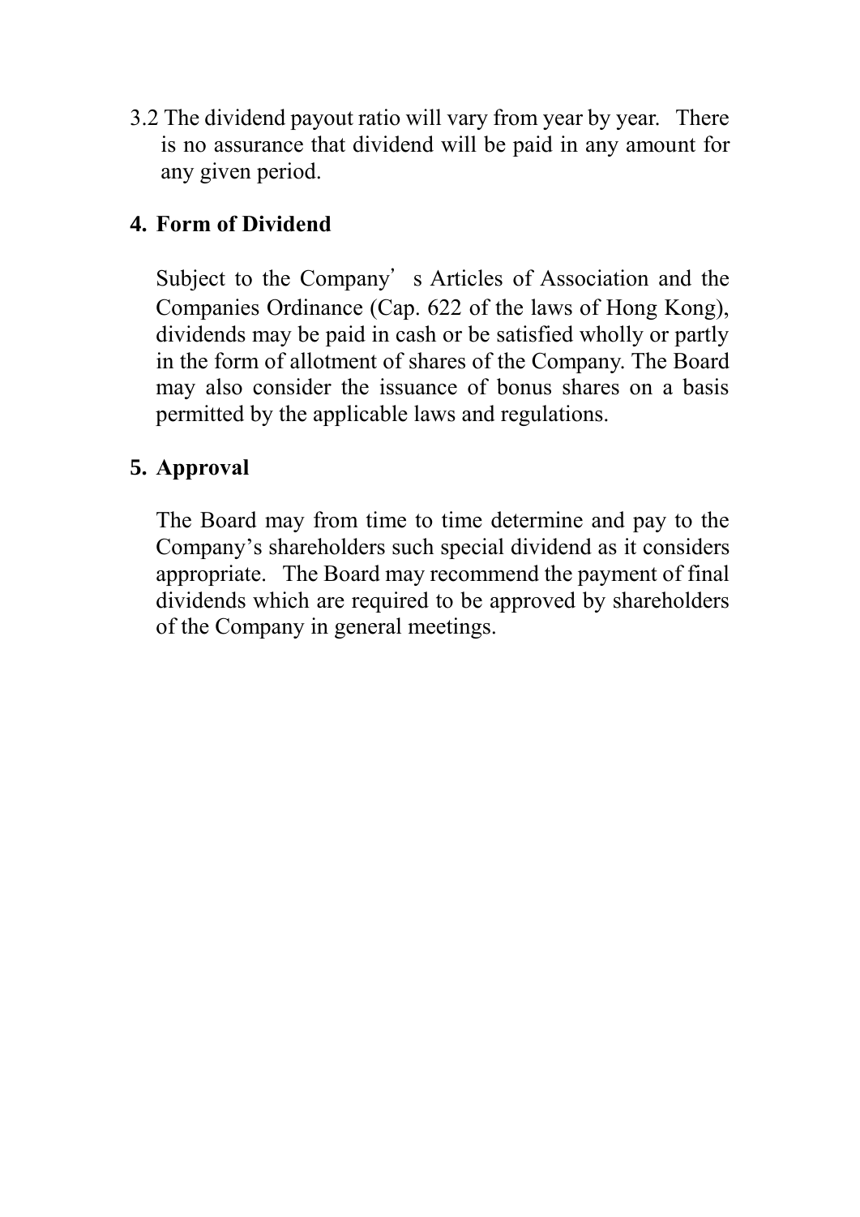3.2 The dividend payout ratio will vary from year by year. There is no assurance that dividend will be paid in any amount for any given period.

## 4. Form of Dividend

Subject to the Company's Articles of Association and the Companies Ordinance (Cap. 622 of the laws of Hong Kong), dividends may be paid in cash or be satisfied wholly or partly in the form of allotment of shares of the Company. The Board may also consider the issuance of bonus shares on a basis permitted by the applicable laws and regulations.

## 5. Approval

The Board may from time to time determine and pay to the Company's shareholders such special dividend as it considers appropriate. The Board may recommend the payment of final dividends which are required to be approved by shareholders of the Company in general meetings.